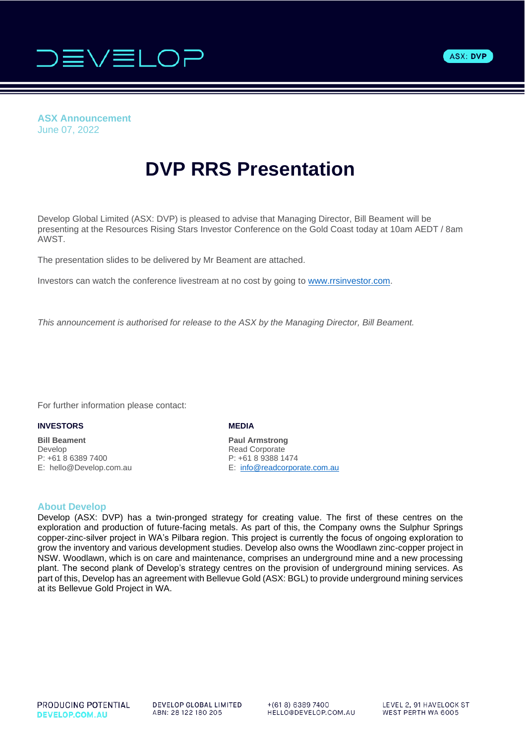**ASX Announcement**
June 07, 2022

# DVP RRS Presentation

Develop Global Limited (ASX: DVP) is pleased to advise that Managing Director, Bill Beament will be presenting at the Resources Rising Stars Investor Conference on the Gold Coast today at 10am AEDT / 8am AWST.

The presentation slides to be delivered by Mr Beament are attached.

Investors can watch the conference livestream at no cost by going to www.rrsinvestor.com.

*This announcement is authorised for release to the ASX by the Managing Director, Bill Beament.*

For further information please contact:

**INVESTORS**

**Bill Beament**
Develop
P: +61 8 6389 7400
E: hello@Develop.com.au

**MEDIA**

**Paul Armstrong**
Read Corporate
P: +61 8 9388 1474
E: info@readcorporate.com.au

## About Develop

Develop (ASX: DVP) has a twin-pronged strategy for creating value. The first of these centres on the exploration and production of future-facing metals. As part of this, the Company owns the Sulphur Springs copper-zinc-silver project in WA's Pilbara region. This project is currently the focus of ongoing exploration to grow the inventory and various development studies. Develop also owns the Woodlawn zinc-copper project in NSW. Woodlawn, which is on care and maintenance, comprises an underground mine and a new processing plant. The second plank of Develop's strategy centres on the provision of underground mining services. As part of this, Develop has an agreement with Bellevue Gold (ASX: BGL) to provide underground mining services at its Bellevue Gold Project in WA.

PRODUCING POTENTIAL
DEVELOP.COM.AU

DEVELOP GLOBAL LIMITED
ABN: 28 122 180 205

+(61 8) 6389 7400
HELLO@DEVELOP.COM.AU

LEVEL 2, 91 HAVELOCK ST
WEST PERTH WA 6005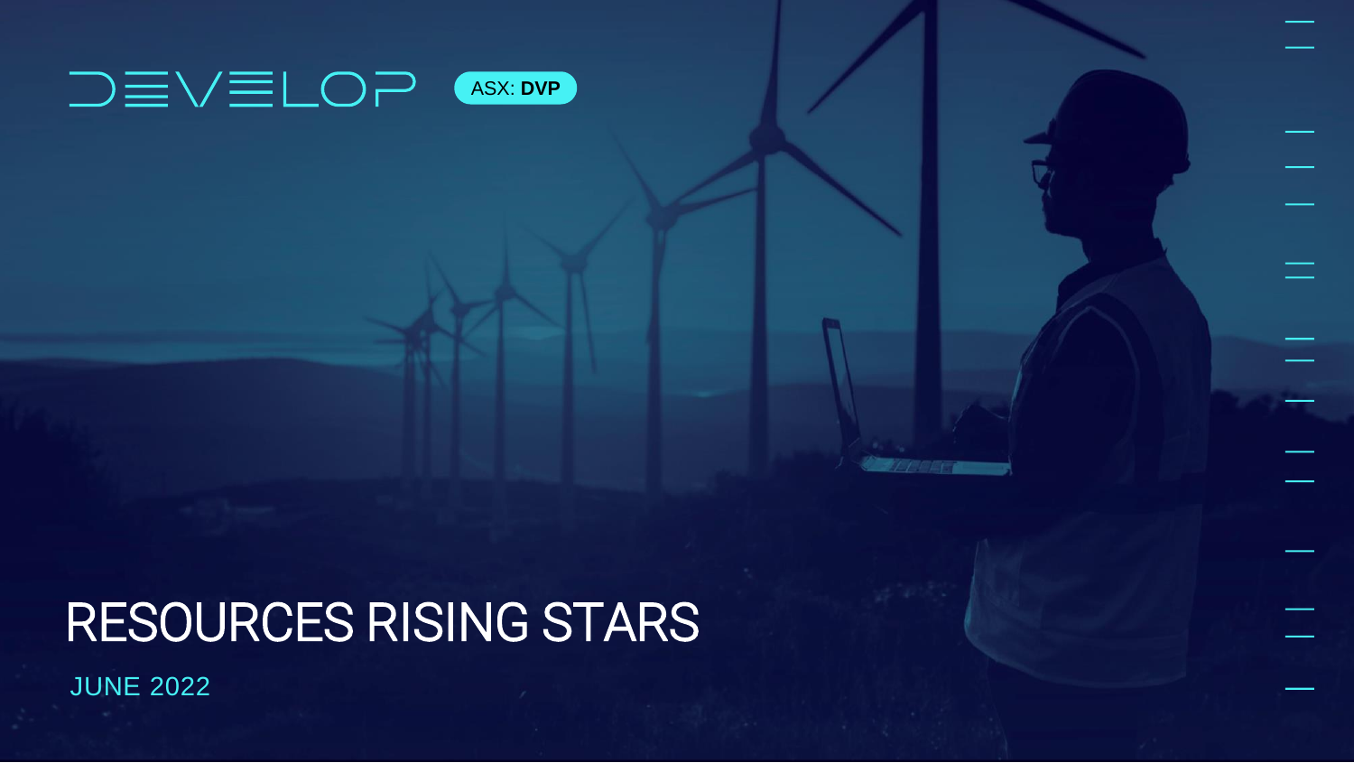# DEVELOP

ASX: **DVP**

# RESOURCES RISING STARS

JUNE 2022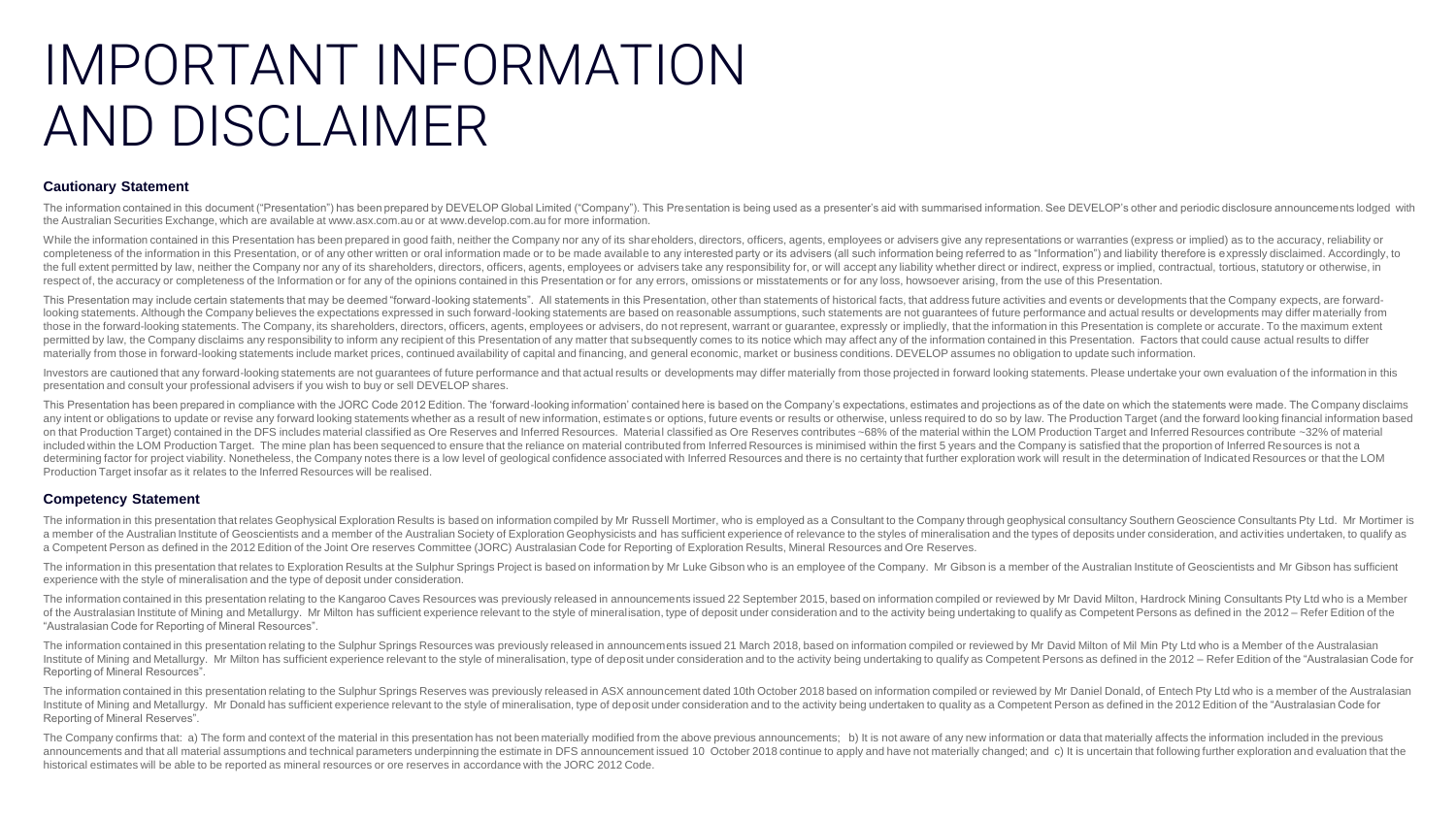# IMPORTANT INFORMATION AND DISCLAIMER

### Cautionary Statement

The information contained in this document ("Presentation") has been prepared by DEVELOP Global Limited ("Company"). This Presentation is being used as a presenter's aid with summarised information. See DEVELOP's other and periodic disclosure announcements lodged with the Australian Securities Exchange, which are available at www.asx.com.au or at www.develop.com.au for more information.

While the information contained in this Presentation has been prepared in good faith, neither the Company nor any of its shareholders, directors, officers, agents, employees or advisers give any representations or warranties (express or implied) as to the accuracy, reliability or completeness of the information in this Presentation, or of any other written or oral information made or to be made available to any interested party or its advisers (all such information being referred to as "Information") and liability therefore is expressly disclaimed. Accordingly, to the full extent permitted by law, neither the Company nor any of its shareholders, directors, officers, agents, employees or advisers take any responsibility for, or will accept any liability whether direct or indirect, express or implied, contractual, tortious, statutory or otherwise, in respect of, the accuracy or completeness of the Information or for any of the opinions contained in this Presentation or for any errors, omissions or misstatements or for any loss, howsoever arising, from the use of this Presentation.

This Presentation may include certain statements that may be deemed "forward-looking statements". All statements in this Presentation, other than statements of historical facts, that address future activities and events or developments that the Company expects, are forward-looking statements. Although the Company believes the expectations expressed in such forward-looking statements are based on reasonable assumptions, such statements are not guarantees of future performance and actual results or developments may differ materially from those in the forward-looking statements. The Company, its shareholders, directors, officers, agents, employees or advisers, do not represent, warrant or guarantee, expressly or impliedly, that the information in this Presentation is complete or accurate. To the maximum extent permitted by law, the Company disclaims any responsibility to inform any recipient of this Presentation of any matter that subsequently comes to its notice which may affect any of the information contained in this Presentation. Factors that could cause actual results to differ materially from those in forward-looking statements include market prices, continued availability of capital and financing, and general economic, market or business conditions. DEVELOP assumes no obligation to update such information.

Investors are cautioned that any forward-looking statements are not guarantees of future performance and that actual results or developments may differ materially from those projected in forward looking statements. Please undertake your own evaluation of the information in this presentation and consult your professional advisers if you wish to buy or sell DEVELOP shares.

This Presentation has been prepared in compliance with the JORC Code 2012 Edition. The 'forward-looking information' contained here is based on the Company's expectations, estimates and projections as of the date on which the statements were made. The Company disclaims any intent or obligations to update or revise any forward looking statements whether as a result of new information, estimates or options, future events or results or otherwise, unless required to do so by law. The Production Target (and the forward looking financial information based on that Production Target) contained in the DFS includes material classified as Ore Reserves and Inferred Resources. Material classified as Ore Reserves contributes ~68% of the material within the LOM Production Target and Inferred Resources contribute ~32% of material included within the LOM Production Target. The mine plan has been sequenced to ensure that the reliance on material contributed from Inferred Resources is minimised within the first 5 years and the Company is satisfied that the proportion of Inferred Resources is not a determining factor for project viability. Nonetheless, the Company notes there is a low level of geological confidence associated with Inferred Resources and there is no certainty that further exploration work will result in the determination of Indicated Resources or that the LOM Production Target insofar as it relates to the Inferred Resources will be realised.

### Competency Statement

The information in this presentation that relates Geophysical Exploration Results is based on information compiled by Mr Russell Mortimer, who is employed as a Consultant to the Company through geophysical consultancy Southern Geoscience Consultants Pty Ltd. Mr Mortimer is a member of the Australian Institute of Geoscientists and a member of the Australian Society of Exploration Geophysicists and has sufficient experience of relevance to the styles of mineralisation and the types of deposits under consideration, and activities undertaken, to qualify as a Competent Person as defined in the 2012 Edition of the Joint Ore reserves Committee (JORC) Australasian Code for Reporting of Exploration Results, Mineral Resources and Ore Reserves.

The information in this presentation that relates to Exploration Results at the Sulphur Springs Project is based on information by Mr Luke Gibson who is an employee of the Company. Mr Gibson is a member of the Australian Institute of Geoscientists and Mr Gibson has sufficient experience with the style of mineralisation and the type of deposit under consideration.

The information contained in this presentation relating to the Kangaroo Caves Resources was previously released in announcements issued 22 September 2015, based on information compiled or reviewed by Mr David Milton, Hardrock Mining Consultants Pty Ltd who is a Member of the Australasian Institute of Mining and Metallurgy. Mr Milton has sufficient experience relevant to the style of mineralisation, type of deposit under consideration and to the activity being undertaking to qualify as Competent Persons as defined in the 2012 – Refer Edition of the "Australasian Code for Reporting of Mineral Resources".

The information contained in this presentation relating to the Sulphur Springs Resources was previously released in announcements issued 21 March 2018, based on information compiled or reviewed by Mr David Milton of Mil Min Pty Ltd who is a Member of the Australasian Institute of Mining and Metallurgy. Mr Milton has sufficient experience relevant to the style of mineralisation, type of deposit under consideration and to the activity being undertaking to qualify as Competent Persons as defined in the 2012 – Refer Edition of the "Australasian Code for Reporting of Mineral Resources".

The information contained in this presentation relating to the Sulphur Springs Reserves was previously released in ASX announcement dated 10th October 2018 based on information compiled or reviewed by Mr Daniel Donald, of Entech Pty Ltd who is a member of the Australasian Institute of Mining and Metallurgy. Mr Donald has sufficient experience relevant to the style of mineralisation, type of deposit under consideration and to the activity being undertaken to quality as a Competent Person as defined in the 2012 Edition of the "Australasian Code for Reporting of Mineral Reserves".

The Company confirms that: a) The form and context of the material in this presentation has not been materially modified from the above previous announcements; b) It is not aware of any new information or data that materially affects the information included in the previous announcements and that all material assumptions and technical parameters underpinning the estimate in DFS announcement issued 10 October 2018 continue to apply and have not materially changed; and c) It is uncertain that following further exploration and evaluation that the historical estimates will be able to be reported as mineral resources or ore reserves in accordance with the JORC 2012 Code.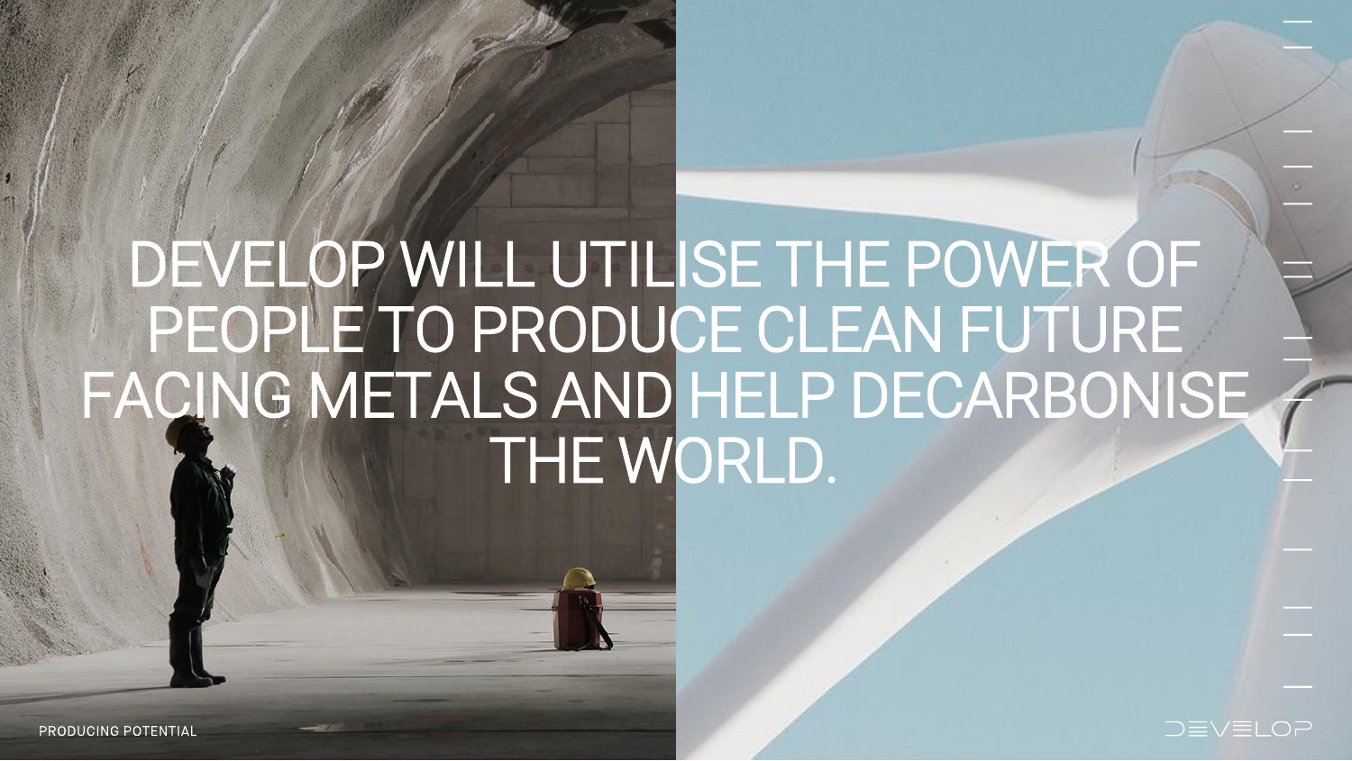# DEVELOP WILL UTILISE THE POWER OF PEOPLE TO PRODUCE CLEAN FUTURE FACING METALS AND HELP DECARBONISE THE WORLD.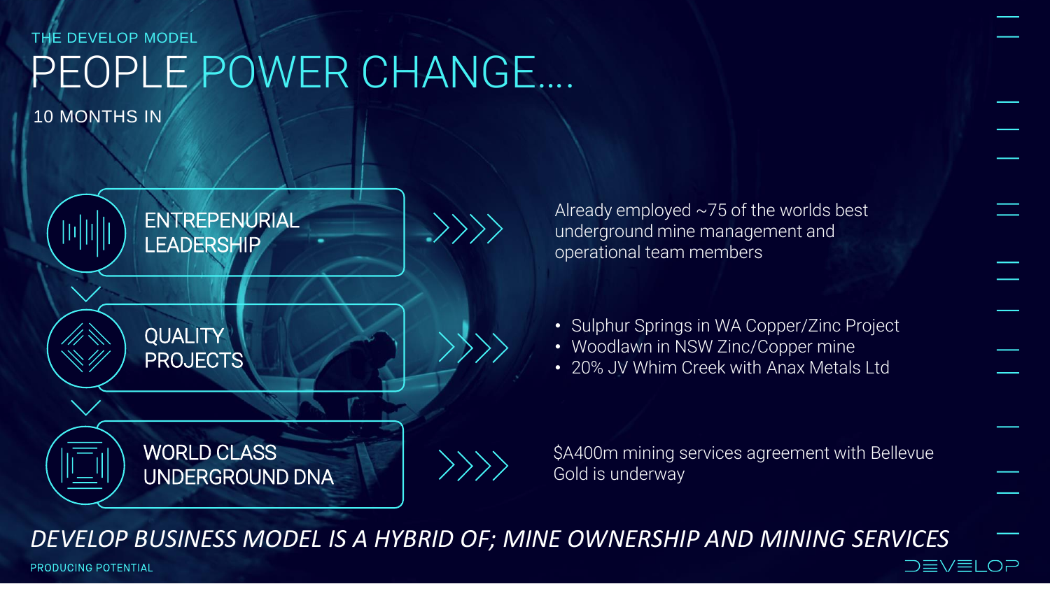THE DEVELOP MODEL

# PEOPLE POWER CHANGE….

10 MONTHS IN

## ENTREPENURIAL LEADERSHIP

Already employed ~75 of the worlds best underground mine management and operational team members

## QUALITY PROJECTS

- Sulphur Springs in WA Copper/Zinc Project
- Woodlawn in NSW Zinc/Copper mine
- 20% JV Whim Creek with Anax Metals Ltd

## WORLD CLASS UNDERGROUND DNA

$A400m mining services agreement with Bellevue Gold is underway

*DEVELOP BUSINESS MODEL IS A HYBRID OF; MINE OWNERSHIP AND MINING SERVICES*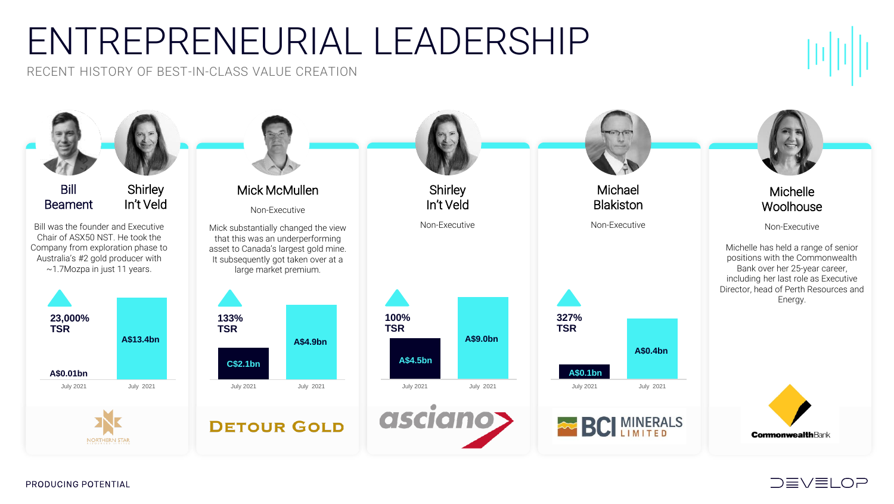# ENTREPRENEURIAL LEADERSHIP

RECENT HISTORY OF BEST-IN-CLASS VALUE CREATION

## Bill Beament / Shirley In't Veld

Bill was the founder and Executive Chair of ASX50 NST. He took the Company from exploration phase to Australia's #2 gold producer with ~1.7Mozpa in just 11 years.

**23,000% TSR**

| | July 2021 | July 2021 |
|---|---|---|
| Market value | A$0.01bn | A$13.4bn |

NORTHERN STAR

## Mick McMullen

Non-Executive

Mick substantially changed the view that this was an underperforming asset to Canada's largest gold mine. It subsequently got taken over at a large market premium.

**133% TSR**

| | July 2021 | July 2021 |
|---|---|---|
| Market value | C$2.1bn | A$4.9bn |

DETOUR GOLD

## Shirley In't Veld

Non-Executive

**100% TSR**

| | July 2021 | July 2021 |
|---|---|---|
| Market value | A$4.5bn | A$9.0bn |

asciano

## Michael Blakiston

Non-Executive

**327% TSR**

| | July 2021 | July 2021 |
|---|---|---|
| Market value | A$0.1bn | A$0.4bn |

BCI MINERALS LIMITED

## Michelle Woolhouse

Non-Executive

Michelle has held a range of senior positions with the Commonwealth Bank over her 25-year career, including her last role as Executive Director, head of Perth Resources and Energy.

CommonwealthBank

PRODUCING POTENTIAL

DEVELOP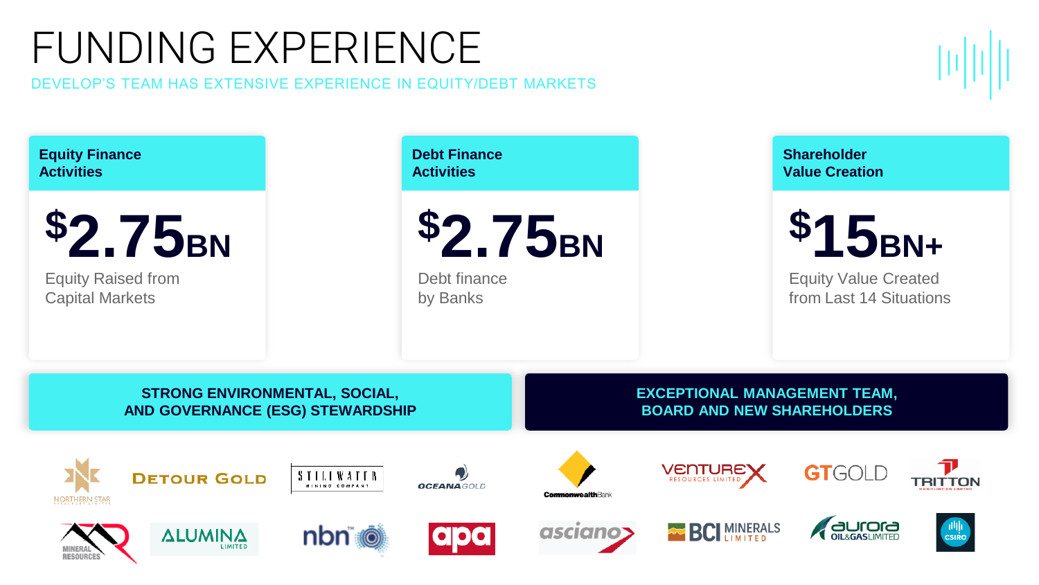# FUNDING EXPERIENCE

DEVELOP'S TEAM HAS EXTENSIVE EXPERIENCE IN EQUITY/DEBT MARKETS

### Equity Finance Activities

**$2.75BN**

Equity Raised from Capital Markets

### Debt Finance Activities

**$2.75BN**

Debt finance by Banks

### Shareholder Value Creation

**$15BN+**

Equity Value Created from Last 14 Situations

**STRONG ENVIRONMENTAL, SOCIAL, AND GOVERNANCE (ESG) STEWARDSHIP**

**EXCEPTIONAL MANAGEMENT TEAM, BOARD AND NEW SHAREHOLDERS**

Northern Star Resources Limited · Detour Gold · Stillwater Mining Company · OceanaGold · Commonwealth Bank · Venturex Resources Limited · GT Gold · Tritton Resources Limited · Mineral Resources · Alumina Limited · nbn · apa · asciano · BCI Minerals Limited · Aurora Oil & Gas Limited · CSIRO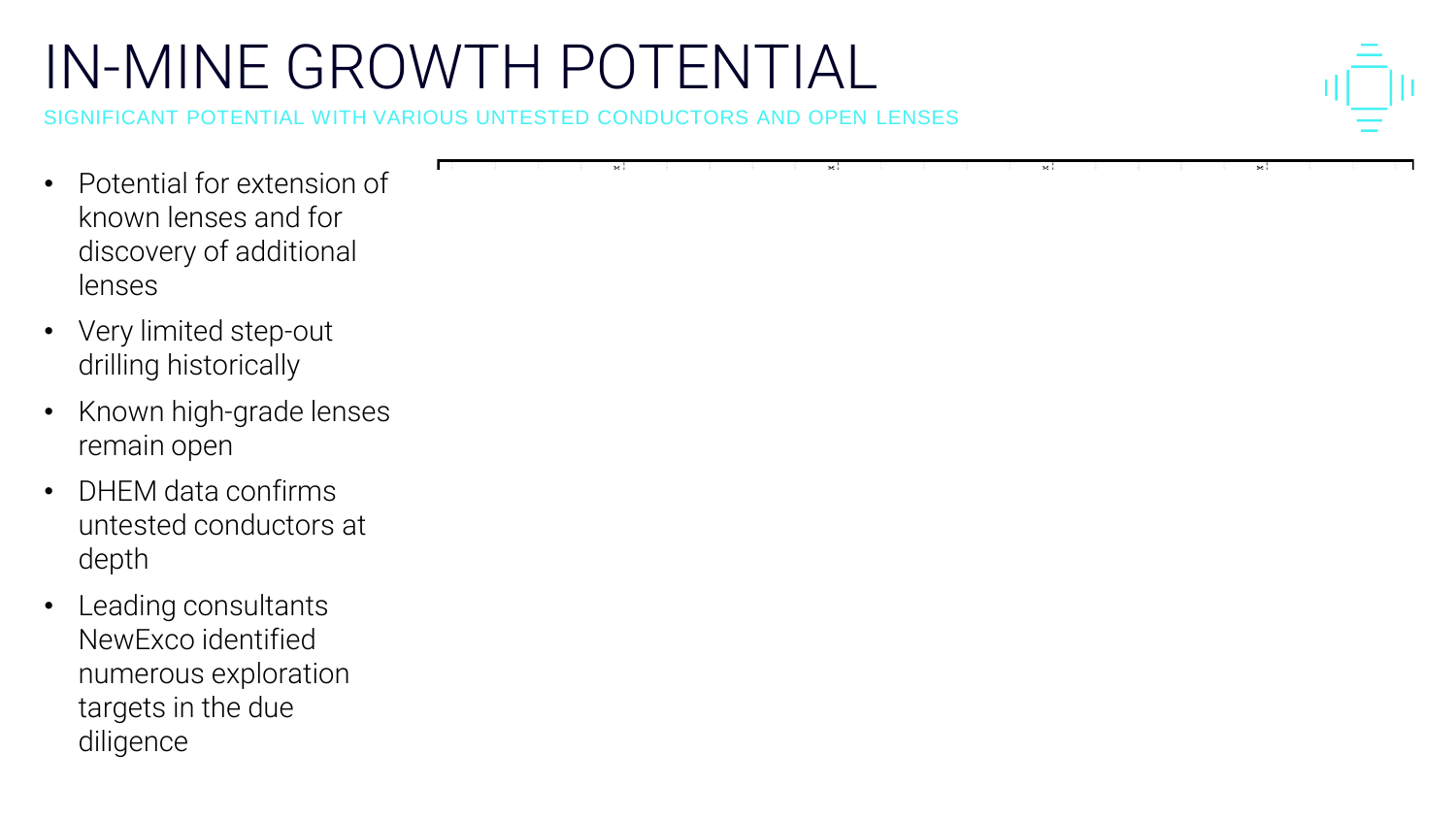# IN-MINE GROWTH POTENTIAL

SIGNIFICANT POTENTIAL WITH VARIOUS UNTESTED CONDUCTORS AND OPEN LENSES

- Potential for extension of known lenses and for discovery of additional lenses
- Very limited step-out drilling historically
- Known high-grade lenses remain open
- DHEM data confirms untested conductors at depth
- Leading consultants NewExco identified numerous exploration targets in the due diligence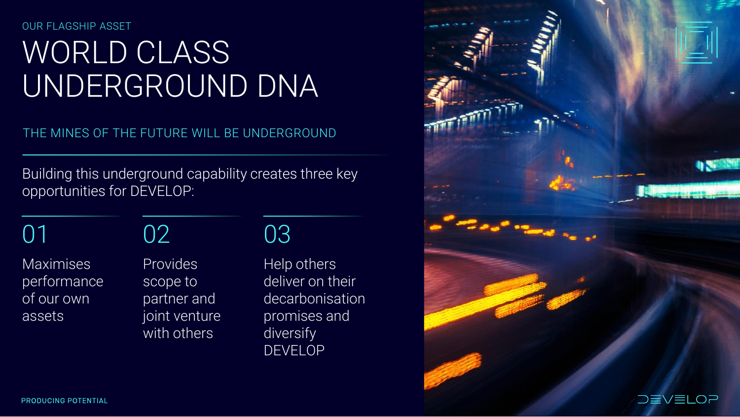OUR FLAGSHIP ASSET

# WORLD CLASS UNDERGROUND DNA

## THE MINES OF THE FUTURE WILL BE UNDERGROUND

Building this underground capability creates three key opportunities for DEVELOP:

**01**

Maximises performance of our own assets

**02**

Provides scope to partner and joint venture with others

**03**

Help others deliver on their decarbonisation promises and diversify DEVELOP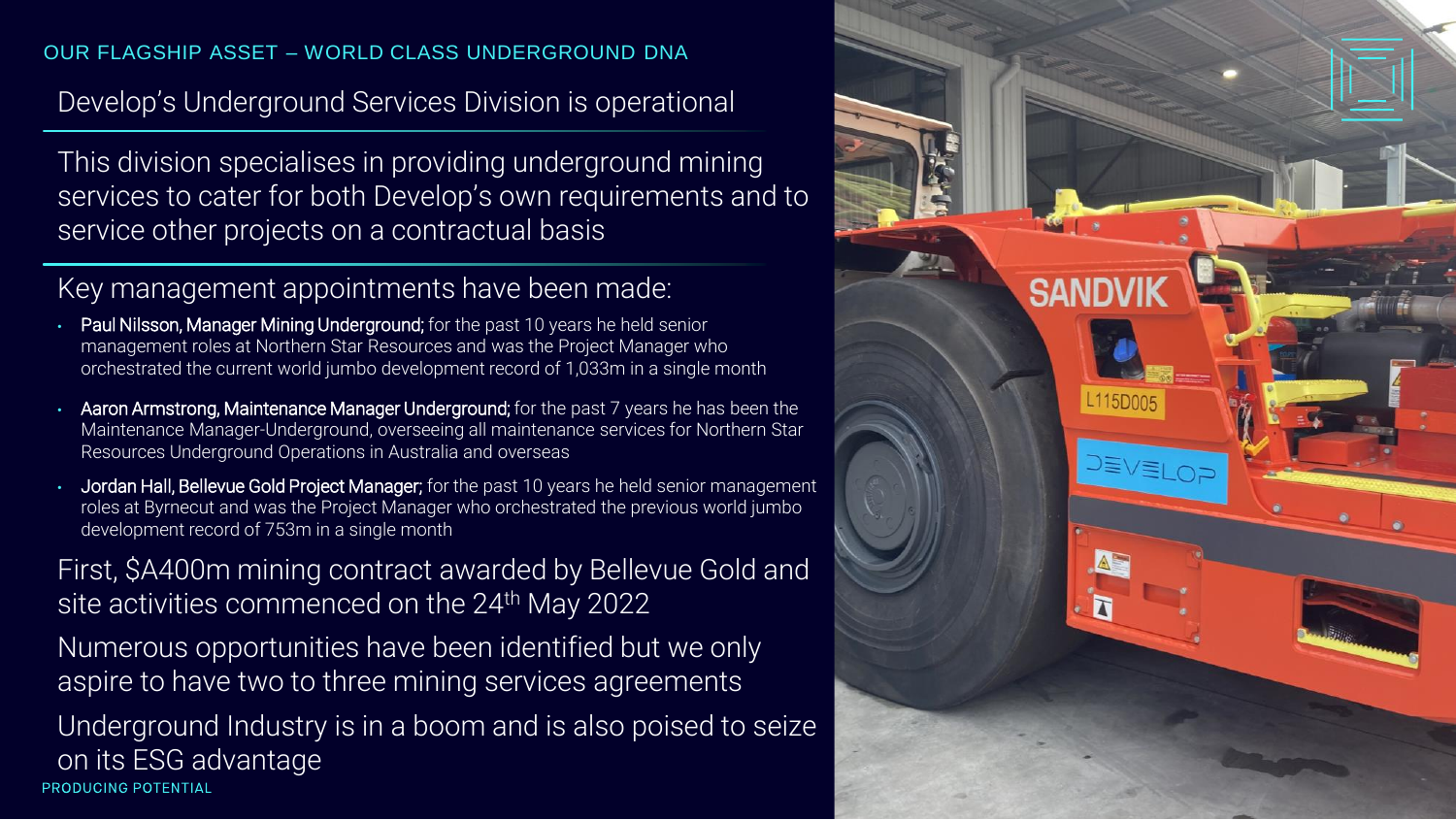## OUR FLAGSHIP ASSET – WORLD CLASS UNDERGROUND DNA

### Develop's Underground Services Division is operational

This division specialises in providing underground mining services to cater for both Develop's own requirements and to service other projects on a contractual basis

Key management appointments have been made:

- **Paul Nilsson, Manager Mining Underground;** for the past 10 years he held senior management roles at Northern Star Resources and was the Project Manager who orchestrated the current world jumbo development record of 1,033m in a single month
- **Aaron Armstrong, Maintenance Manager Underground;** for the past 7 years he has been the Maintenance Manager-Underground, overseeing all maintenance services for Northern Star Resources Underground Operations in Australia and overseas
- **Jordan Hall, Bellevue Gold Project Manager;** for the past 10 years he held senior management roles at Byrnecut and was the Project Manager who orchestrated the previous world jumbo development record of 753m in a single month

First, $A400m mining contract awarded by Bellevue Gold and site activities commenced on the 24th May 2022

Numerous opportunities have been identified but we only aspire to have two to three mining services agreements

Underground Industry is in a boom and is also poised to seize on its ESG advantage

PRODUCING POTENTIAL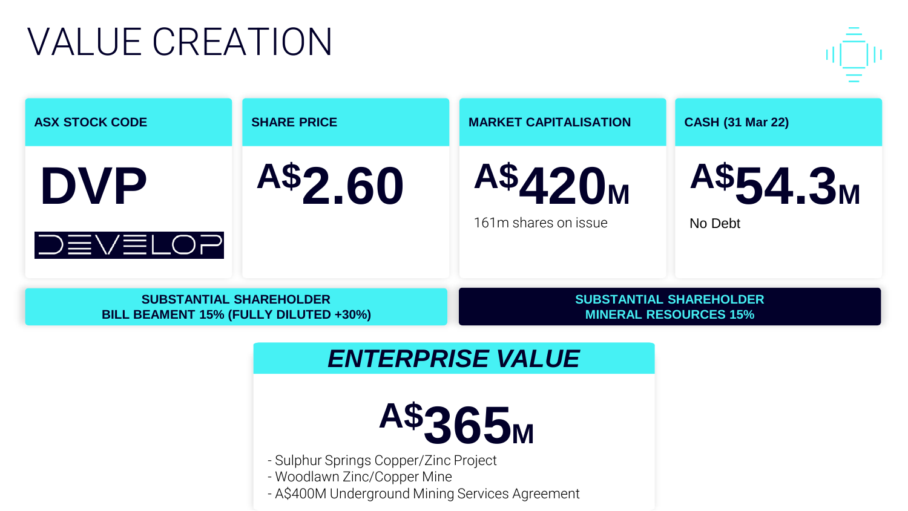# VALUE CREATION

| ASX STOCK CODE | SHARE PRICE | MARKET CAPITALISATION | CASH (31 Mar 22) |
|---|---|---|---|
| **DVP** | **A$2.60** | **A$420M** | **A$54.3M** |
| DEVELOP | | 161m shares on issue | No Debt |

**SUBSTANTIAL SHAREHOLDER**
**BILL BEAMENT 15% (FULLY DILUTED +30%)**

**SUBSTANTIAL SHAREHOLDER**
**MINERAL RESOURCES 15%**

## *ENTERPRISE VALUE*

**A$365M**

- Sulphur Springs Copper/Zinc Project
- Woodlawn Zinc/Copper Mine
- A$400M Underground Mining Services Agreement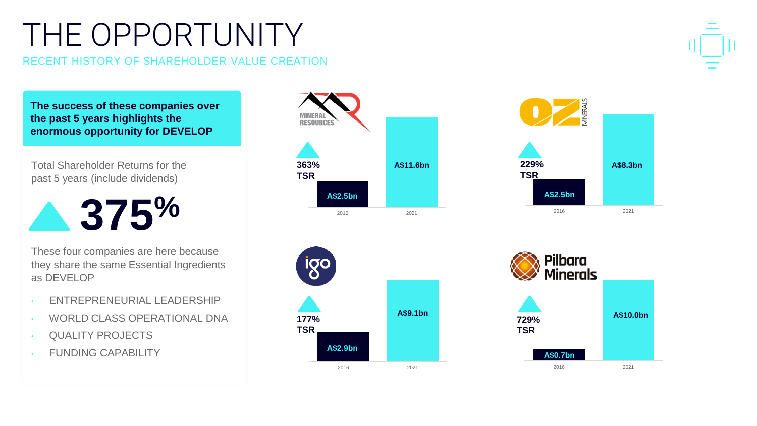# THE OPPORTUNITY

## RECENT HISTORY OF SHAREHOLDER VALUE CREATION

**The success of these companies over the past 5 years highlights the enormous opportunity for DEVELOP**

Total Shareholder Returns for the past 5 years (include dividends)

**375%**

These four companies are here because they share the same Essential Ingredients as DEVELOP

- ENTREPRENEURIAL LEADERSHIP
- WORLD CLASS OPERATIONAL DNA
- QUALITY PROJECTS
- FUNDING CAPABILITY

| Company | 2016 | 2021 | TSR |
|---|---|---|---|
| Mineral Resources | A$2.5bn | A$11.6bn | 363% |
| OZ Minerals | A$2.5bn | A$8.3bn | 229% |
| IGO | A$2.9bn | A$9.1bn | 177% |
| Pilbara Minerals | A$0.7bn | A$10.0bn | 729% |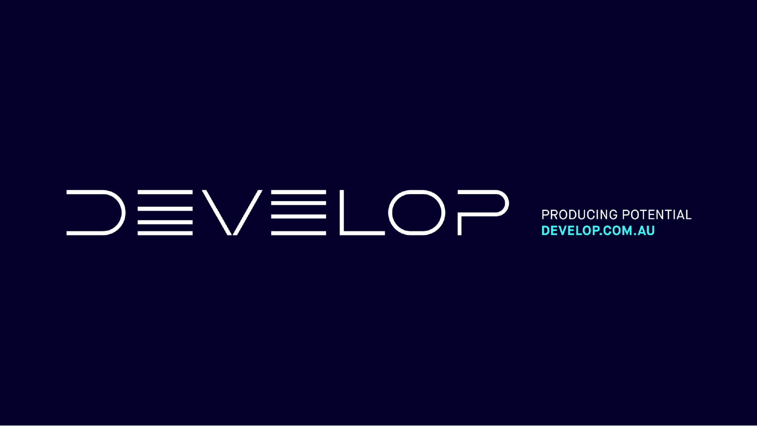# DEVELOP

PRODUCING POTENTIAL

**DEVELOP.COM.AU**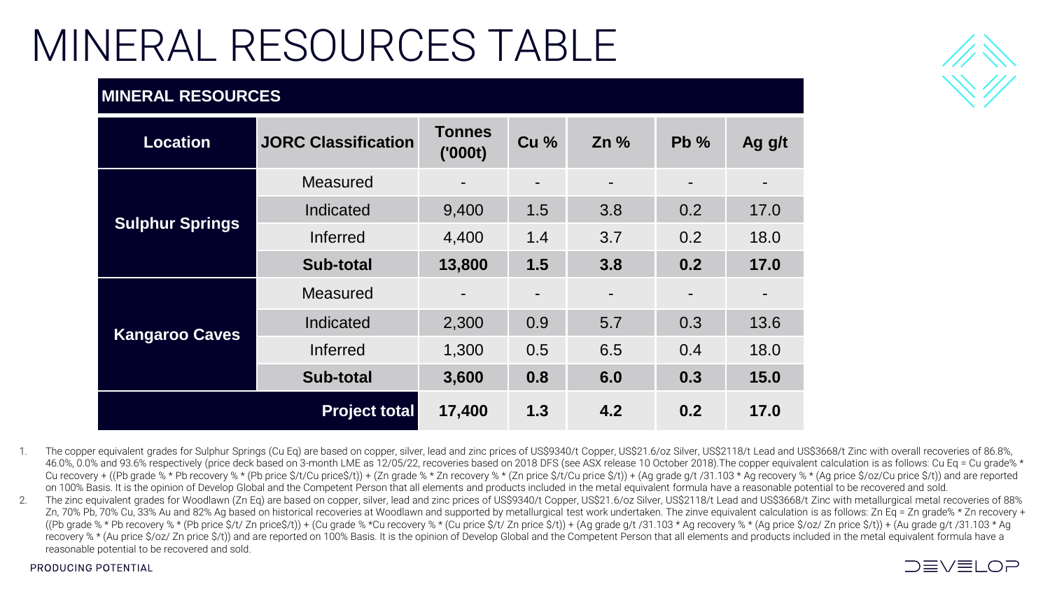# MINERAL RESOURCES TABLE

| MINERAL RESOURCES | | | | | | |
|---|---|---|---|---|---|---|
| **Location** | **JORC Classification** | **Tonnes ('000t)** | **Cu %** | **Zn %** | **Pb %** | **Ag g/t** |
| **Sulphur Springs** | Measured | - | - | - | - | - |
| | Indicated | 9,400 | 1.5 | 3.8 | 0.2 | 17.0 |
| | Inferred | 4,400 | 1.4 | 3.7 | 0.2 | 18.0 |
| | **Sub-total** | **13,800** | **1.5** | **3.8** | **0.2** | **17.0** |
| **Kangaroo Caves** | Measured | - | - | - | - | - |
| | Indicated | 2,300 | 0.9 | 5.7 | 0.3 | 13.6 |
| | Inferred | 1,300 | 0.5 | 6.5 | 0.4 | 18.0 |
| | **Sub-total** | **3,600** | **0.8** | **6.0** | **0.3** | **15.0** |
| **Project total** | | **17,400** | **1.3** | **4.2** | **0.2** | **17.0** |

1. The copper equivalent grades for Sulphur Springs (Cu Eq) are based on copper, silver, lead and zinc prices of US$9340/t Copper, US$21.6/oz Silver, US$2118/t Lead and US$3668/t Zinc with overall recoveries of 86.8%, 46.0%, 0.0% and 93.6% respectively (price deck based on 3-month LME as 12/05/22, recoveries based on 2018 DFS (see ASX release 10 October 2018).The copper equivalent calculation is as follows: Cu Eq = Cu grade% * Cu recovery + ((Pb grade % * Pb recovery % * (Pb price $/t/Cu price$/t)) + (Zn grade % * Zn recovery % * (Zn price $/t/Cu price $/t)) + (Ag grade g/t /31.103 * Ag recovery % * (Ag price $/oz/Cu price $/t)) and are reported on 100% Basis. It is the opinion of Develop Global and the Competent Person that all elements and products included in the metal equivalent formula have a reasonable potential to be recovered and sold.
2. The zinc equivalent grades for Woodlawn (Zn Eq) are based on copper, silver, lead and zinc prices of US$9340/t Copper, US$21.6/oz Silver, US$2118/t Lead and US$3668/t Zinc with metallurgical metal recoveries of 88% Zn, 70% Pb, 70% Cu, 33% Au and 82% Ag based on historical recoveries at Woodlawn and supported by metallurgical test work undertaken. The zinve equivalent calculation is as follows: Zn Eq = Zn grade% * Zn recovery + ((Pb grade % * Pb recovery % * (Pb price $/t/ Zn price$/t)) + (Cu grade % *Cu recovery % * (Cu price $/t/ Zn price $/t)) + (Ag grade g/t /31.103 * Ag recovery % * (Ag price $/oz/ Zn price $/t)) + (Au grade g/t /31.103 * Ag recovery % * (Au price $/oz/ Zn price $/t)) and are reported on 100% Basis. It is the opinion of Develop Global and the Competent Person that all elements and products included in the metal equivalent formula have a reasonable potential to be recovered and sold.

PRODUCING POTENTIAL

DEVELOP